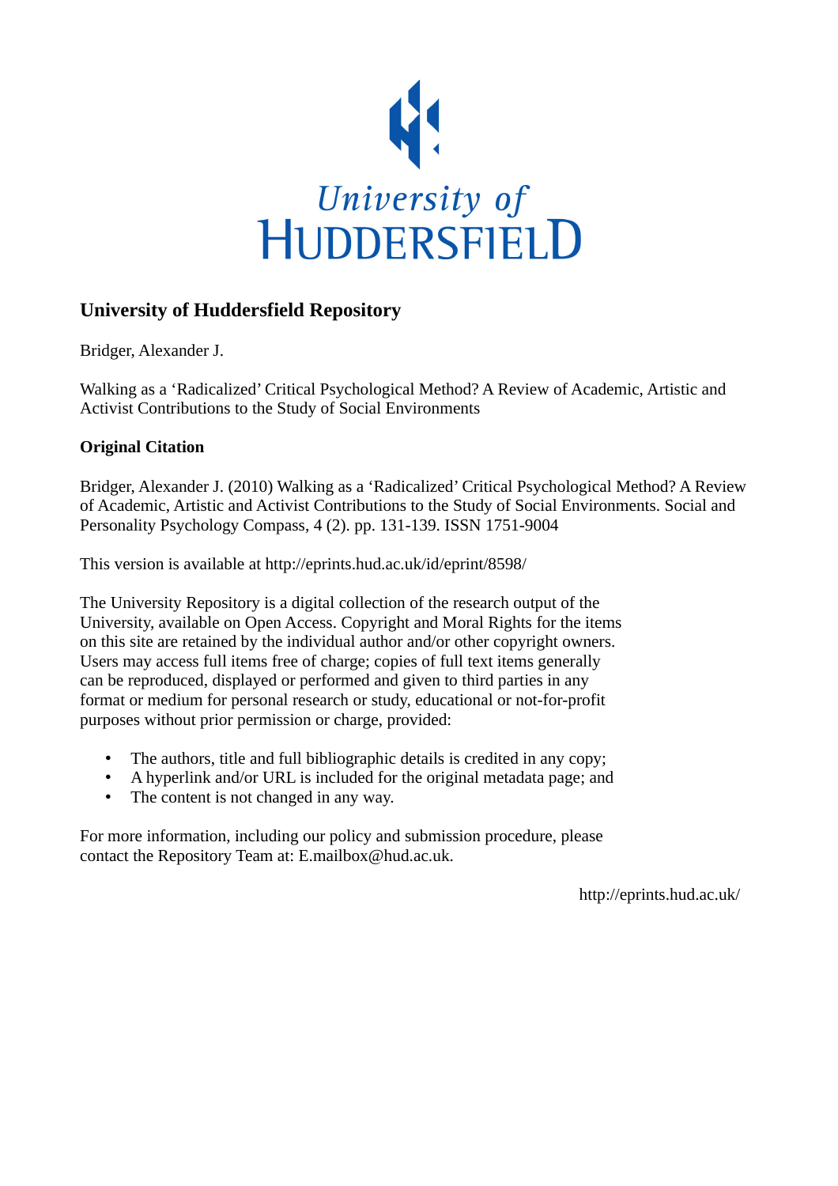University of Huddersfield

# University of Huddersfield Repository

Bridger, Alexander J.

Walking as a 'Radicalized' Critical Psychological Method? A Review of Academic, Artistic and Activist Contributions to the Study of Social Environments

## Original Citation

Bridger, Alexander J. (2010) Walking as a 'Radicalized' Critical Psychological Method? A Review of Academic, Artistic and Activist Contributions to the Study of Social Environments. Social and Personality Psychology Compass, 4 (2). pp. 131-139. ISSN 1751-9004

This version is available at http://eprints.hud.ac.uk/id/eprint/8598/

The University Repository is a digital collection of the research output of the University, available on Open Access. Copyright and Moral Rights for the items on this site are retained by the individual author and/or other copyright owners. Users may access full items free of charge; copies of full text items generally can be reproduced, displayed or performed and given to third parties in any format or medium for personal research or study, educational or not-for-profit purposes without prior permission or charge, provided:

- The authors, title and full bibliographic details is credited in any copy;
- A hyperlink and/or URL is included for the original metadata page; and
- The content is not changed in any way.

For more information, including our policy and submission procedure, please contact the Repository Team at: E.mailbox@hud.ac.uk.

http://eprints.hud.ac.uk/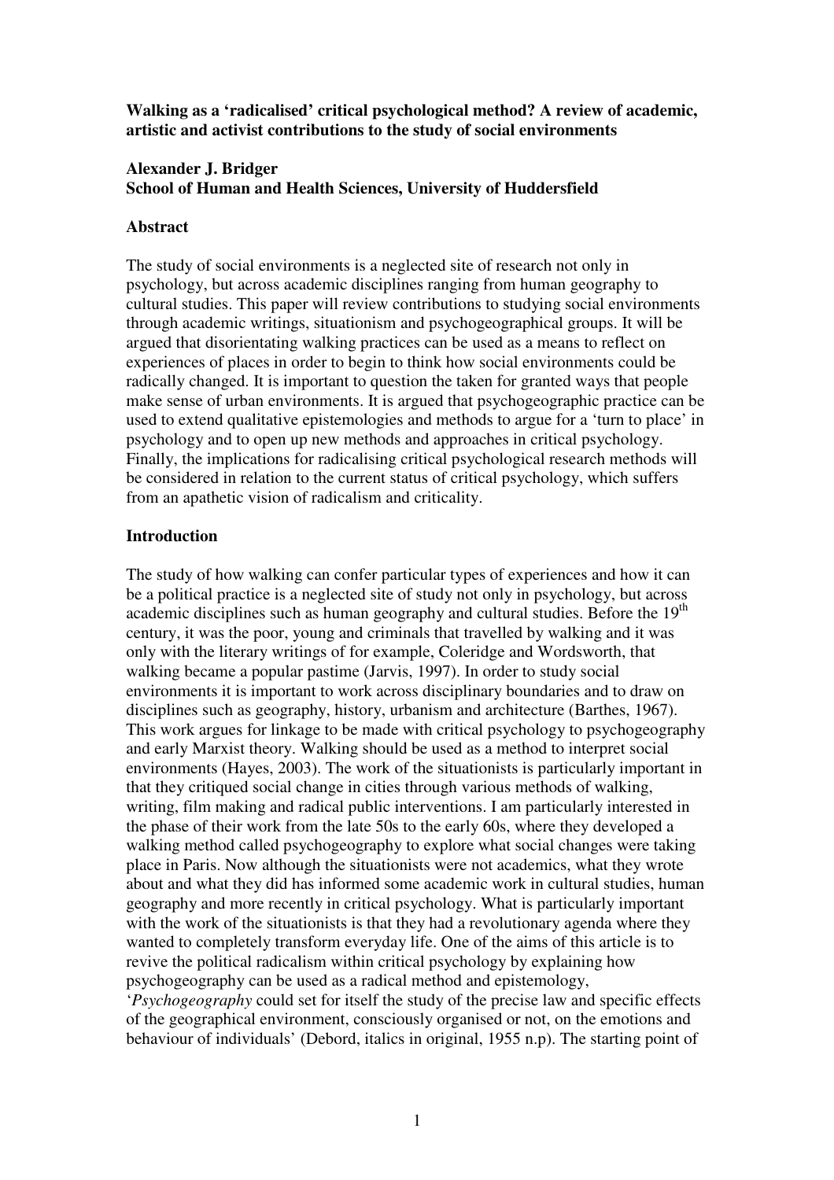**Walking as a 'radicalised' critical psychological method? A review of academic, artistic and activist contributions to the study of social environments**

**Alexander J. Bridger**
**School of Human and Health Sciences, University of Huddersfield**

## Abstract

The study of social environments is a neglected site of research not only in psychology, but across academic disciplines ranging from human geography to cultural studies. This paper will review contributions to studying social environments through academic writings, situationism and psychogeographical groups. It will be argued that disorientating walking practices can be used as a means to reflect on experiences of places in order to begin to think how social environments could be radically changed. It is important to question the taken for granted ways that people make sense of urban environments. It is argued that psychogeographic practice can be used to extend qualitative epistemologies and methods to argue for a 'turn to place' in psychology and to open up new methods and approaches in critical psychology. Finally, the implications for radicalising critical psychological research methods will be considered in relation to the current status of critical psychology, which suffers from an apathetic vision of radicalism and criticality.

## Introduction

The study of how walking can confer particular types of experiences and how it can be a political practice is a neglected site of study not only in psychology, but across academic disciplines such as human geography and cultural studies. Before the 19th century, it was the poor, young and criminals that travelled by walking and it was only with the literary writings of for example, Coleridge and Wordsworth, that walking became a popular pastime (Jarvis, 1997). In order to study social environments it is important to work across disciplinary boundaries and to draw on disciplines such as geography, history, urbanism and architecture (Barthes, 1967). This work argues for linkage to be made with critical psychology to psychogeography and early Marxist theory. Walking should be used as a method to interpret social environments (Hayes, 2003). The work of the situationists is particularly important in that they critiqued social change in cities through various methods of walking, writing, film making and radical public interventions. I am particularly interested in the phase of their work from the late 50s to the early 60s, where they developed a walking method called psychogeography to explore what social changes were taking place in Paris. Now although the situationists were not academics, what they wrote about and what they did has informed some academic work in cultural studies, human geography and more recently in critical psychology. What is particularly important with the work of the situationists is that they had a revolutionary agenda where they wanted to completely transform everyday life. One of the aims of this article is to revive the political radicalism within critical psychology by explaining how psychogeography can be used as a radical method and epistemology, '*Psychogeography* could set for itself the study of the precise law and specific effects of the geographical environment, consciously organised or not, on the emotions and behaviour of individuals' (Debord, italics in original, 1955 n.p). The starting point of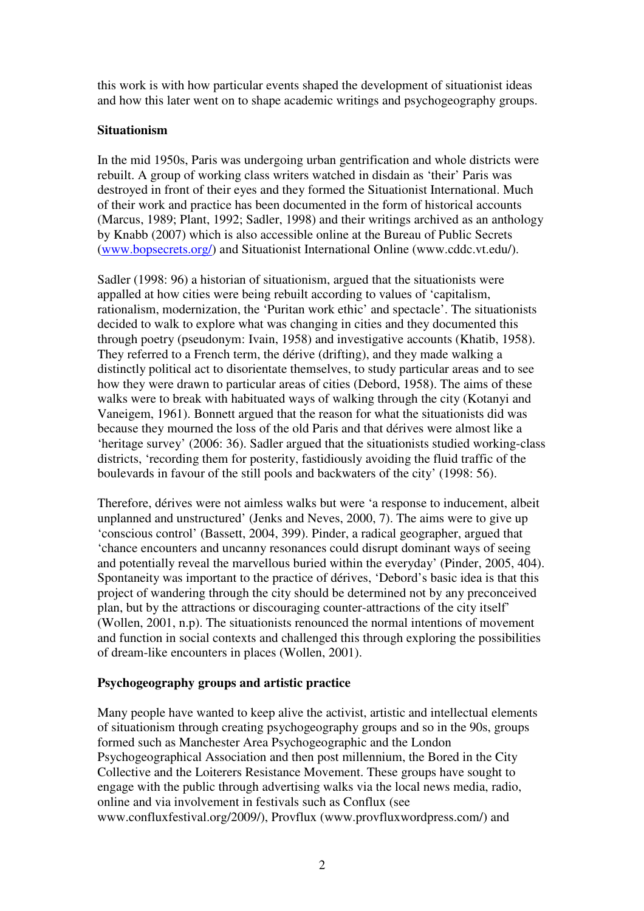this work is with how particular events shaped the development of situationist ideas and how this later went on to shape academic writings and psychogeography groups.

**Situationism**

In the mid 1950s, Paris was undergoing urban gentrification and whole districts were rebuilt. A group of working class writers watched in disdain as 'their' Paris was destroyed in front of their eyes and they formed the Situationist International. Much of their work and practice has been documented in the form of historical accounts (Marcus, 1989; Plant, 1992; Sadler, 1998) and their writings archived as an anthology by Knabb (2007) which is also accessible online at the Bureau of Public Secrets (www.bopsecrets.org/) and Situationist International Online (www.cddc.vt.edu/).

Sadler (1998: 96) a historian of situationism, argued that the situationists were appalled at how cities were being rebuilt according to values of 'capitalism, rationalism, modernization, the 'Puritan work ethic' and spectacle'. The situationists decided to walk to explore what was changing in cities and they documented this through poetry (pseudonym: Ivain, 1958) and investigative accounts (Khatib, 1958). They referred to a French term, the dérive (drifting), and they made walking a distinctly political act to disorientate themselves, to study particular areas and to see how they were drawn to particular areas of cities (Debord, 1958). The aims of these walks were to break with habituated ways of walking through the city (Kotanyi and Vaneigem, 1961). Bonnett argued that the reason for what the situationists did was because they mourned the loss of the old Paris and that dérives were almost like a 'heritage survey' (2006: 36). Sadler argued that the situationists studied working-class districts, 'recording them for posterity, fastidiously avoiding the fluid traffic of the boulevards in favour of the still pools and backwaters of the city' (1998: 56).

Therefore, dérives were not aimless walks but were 'a response to inducement, albeit unplanned and unstructured' (Jenks and Neves, 2000, 7). The aims were to give up 'conscious control' (Bassett, 2004, 399). Pinder, a radical geographer, argued that 'chance encounters and uncanny resonances could disrupt dominant ways of seeing and potentially reveal the marvellous buried within the everyday' (Pinder, 2005, 404). Spontaneity was important to the practice of dérives, 'Debord's basic idea is that this project of wandering through the city should be determined not by any preconceived plan, but by the attractions or discouraging counter-attractions of the city itself' (Wollen, 2001, n.p). The situationists renounced the normal intentions of movement and function in social contexts and challenged this through exploring the possibilities of dream-like encounters in places (Wollen, 2001).

**Psychogeography groups and artistic practice**

Many people have wanted to keep alive the activist, artistic and intellectual elements of situationism through creating psychogeography groups and so in the 90s, groups formed such as Manchester Area Psychogeographic and the London Psychogeographical Association and then post millennium, the Bored in the City Collective and the Loiterers Resistance Movement. These groups have sought to engage with the public through advertising walks via the local news media, radio, online and via involvement in festivals such as Conflux (see www.confluxfestival.org/2009/), Provflux (www.provfluxwordpress.com/) and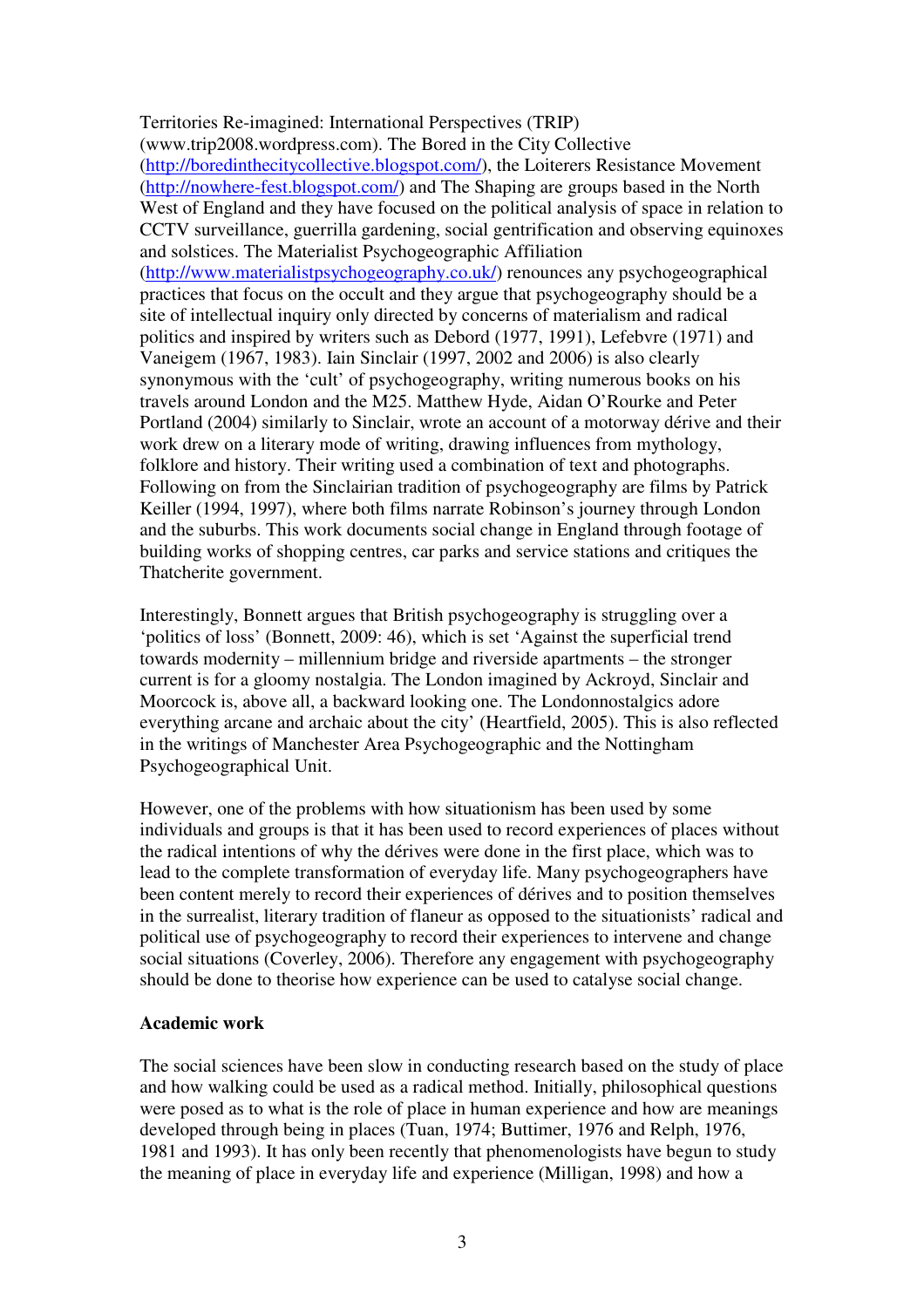Territories Re-imagined: International Perspectives (TRIP) (www.trip2008.wordpress.com). The Bored in the City Collective (http://boredinthecitycollective.blogspot.com/), the Loiterers Resistance Movement (http://nowhere-fest.blogspot.com/) and The Shaping are groups based in the North West of England and they have focused on the political analysis of space in relation to CCTV surveillance, guerrilla gardening, social gentrification and observing equinoxes and solstices. The Materialist Psychogeographic Affiliation (http://www.materialistpsychogeography.co.uk/) renounces any psychogeographical practices that focus on the occult and they argue that psychogeography should be a site of intellectual inquiry only directed by concerns of materialism and radical politics and inspired by writers such as Debord (1977, 1991), Lefebvre (1971) and Vaneigem (1967, 1983). Iain Sinclair (1997, 2002 and 2006) is also clearly synonymous with the 'cult' of psychogeography, writing numerous books on his travels around London and the M25. Matthew Hyde, Aidan O'Rourke and Peter Portland (2004) similarly to Sinclair, wrote an account of a motorway dérive and their work drew on a literary mode of writing, drawing influences from mythology, folklore and history. Their writing used a combination of text and photographs. Following on from the Sinclairian tradition of psychogeography are films by Patrick Keiller (1994, 1997), where both films narrate Robinson's journey through London and the suburbs. This work documents social change in England through footage of building works of shopping centres, car parks and service stations and critiques the Thatcherite government.

Interestingly, Bonnett argues that British psychogeography is struggling over a 'politics of loss' (Bonnett, 2009: 46), which is set 'Against the superficial trend towards modernity – millennium bridge and riverside apartments – the stronger current is for a gloomy nostalgia. The London imagined by Ackroyd, Sinclair and Moorcock is, above all, a backward looking one. The Londonnostalgics adore everything arcane and archaic about the city' (Heartfield, 2005). This is also reflected in the writings of Manchester Area Psychogeographic and the Nottingham Psychogeographical Unit.

However, one of the problems with how situationism has been used by some individuals and groups is that it has been used to record experiences of places without the radical intentions of why the dérives were done in the first place, which was to lead to the complete transformation of everyday life. Many psychogeographers have been content merely to record their experiences of dérives and to position themselves in the surrealist, literary tradition of flaneur as opposed to the situationists' radical and political use of psychogeography to record their experiences to intervene and change social situations (Coverley, 2006). Therefore any engagement with psychogeography should be done to theorise how experience can be used to catalyse social change.

**Academic work**

The social sciences have been slow in conducting research based on the study of place and how walking could be used as a radical method. Initially, philosophical questions were posed as to what is the role of place in human experience and how are meanings developed through being in places (Tuan, 1974; Buttimer, 1976 and Relph, 1976, 1981 and 1993). It has only been recently that phenomenologists have begun to study the meaning of place in everyday life and experience (Milligan, 1998) and how a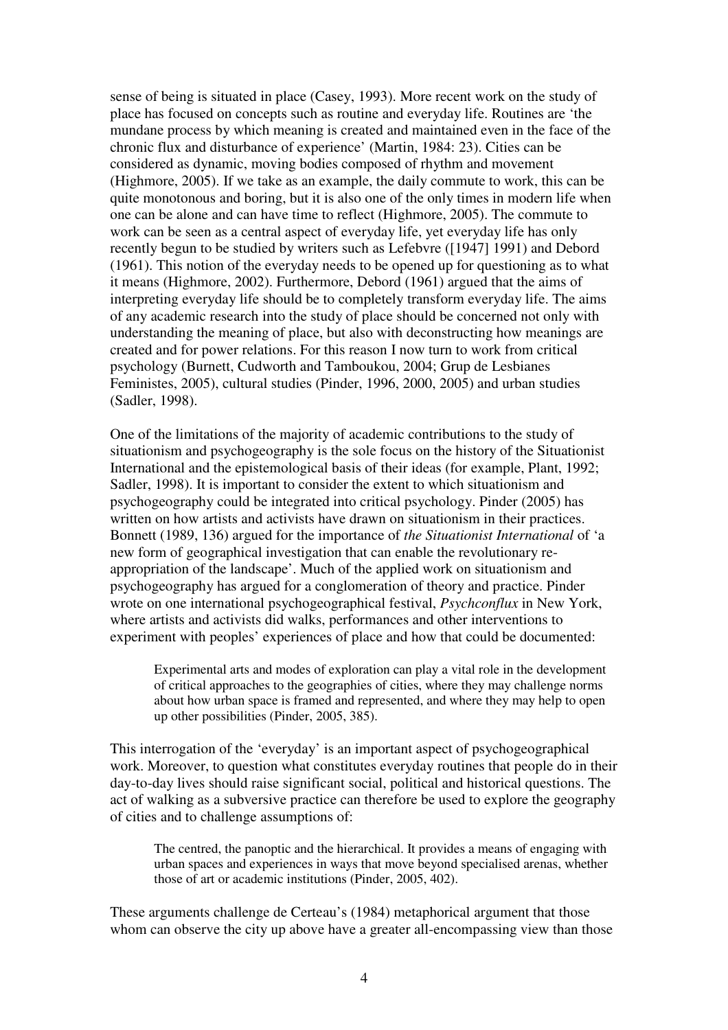sense of being is situated in place (Casey, 1993). More recent work on the study of place has focused on concepts such as routine and everyday life. Routines are 'the mundane process by which meaning is created and maintained even in the face of the chronic flux and disturbance of experience' (Martin, 1984: 23). Cities can be considered as dynamic, moving bodies composed of rhythm and movement (Highmore, 2005). If we take as an example, the daily commute to work, this can be quite monotonous and boring, but it is also one of the only times in modern life when one can be alone and can have time to reflect (Highmore, 2005). The commute to work can be seen as a central aspect of everyday life, yet everyday life has only recently begun to be studied by writers such as Lefebvre ([1947] 1991) and Debord (1961). This notion of the everyday needs to be opened up for questioning as to what it means (Highmore, 2002). Furthermore, Debord (1961) argued that the aims of interpreting everyday life should be to completely transform everyday life. The aims of any academic research into the study of place should be concerned not only with understanding the meaning of place, but also with deconstructing how meanings are created and for power relations. For this reason I now turn to work from critical psychology (Burnett, Cudworth and Tamboukou, 2004; Grup de Lesbianes Feministes, 2005), cultural studies (Pinder, 1996, 2000, 2005) and urban studies (Sadler, 1998).

One of the limitations of the majority of academic contributions to the study of situationism and psychogeography is the sole focus on the history of the Situationist International and the epistemological basis of their ideas (for example, Plant, 1992; Sadler, 1998). It is important to consider the extent to which situationism and psychogeography could be integrated into critical psychology. Pinder (2005) has written on how artists and activists have drawn on situationism in their practices. Bonnett (1989, 136) argued for the importance of *the Situationist International* of 'a new form of geographical investigation that can enable the revolutionary re-appropriation of the landscape'. Much of the applied work on situationism and psychogeography has argued for a conglomeration of theory and practice. Pinder wrote on one international psychogeographical festival, *Psychconflux* in New York, where artists and activists did walks, performances and other interventions to experiment with peoples' experiences of place and how that could be documented:

> Experimental arts and modes of exploration can play a vital role in the development of critical approaches to the geographies of cities, where they may challenge norms about how urban space is framed and represented, and where they may help to open up other possibilities (Pinder, 2005, 385).

This interrogation of the 'everyday' is an important aspect of psychogeographical work. Moreover, to question what constitutes everyday routines that people do in their day-to-day lives should raise significant social, political and historical questions. The act of walking as a subversive practice can therefore be used to explore the geography of cities and to challenge assumptions of:

> The centred, the panoptic and the hierarchical. It provides a means of engaging with urban spaces and experiences in ways that move beyond specialised arenas, whether those of art or academic institutions (Pinder, 2005, 402).

These arguments challenge de Certeau's (1984) metaphorical argument that those whom can observe the city up above have a greater all-encompassing view than those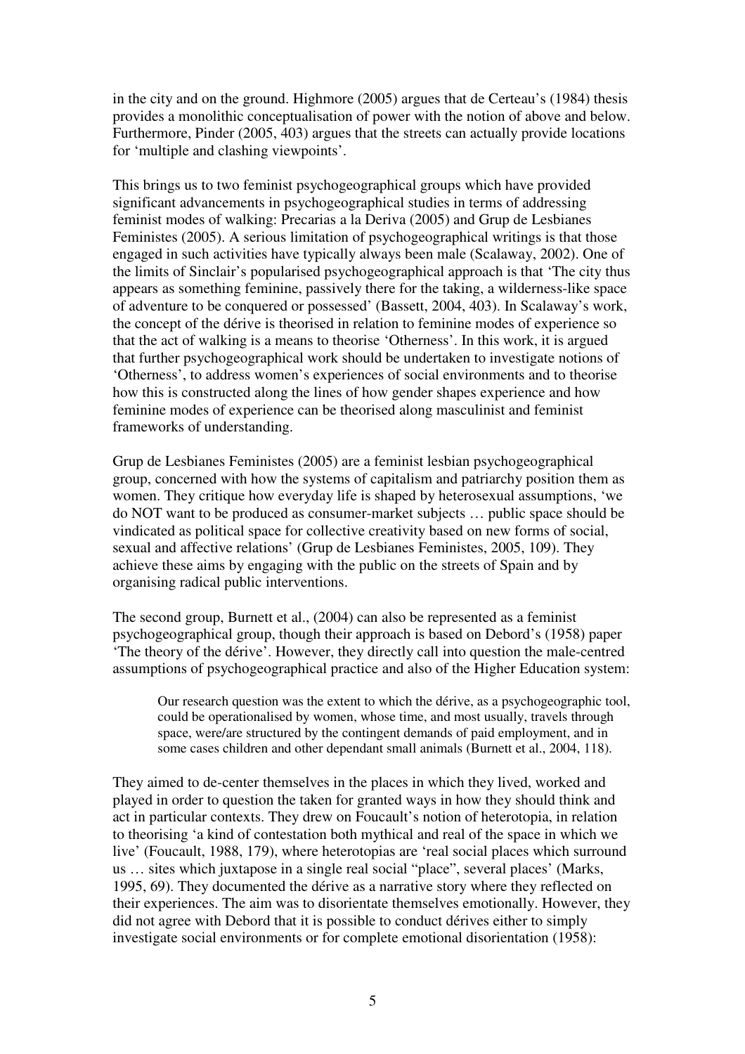in the city and on the ground. Highmore (2005) argues that de Certeau's (1984) thesis provides a monolithic conceptualisation of power with the notion of above and below. Furthermore, Pinder (2005, 403) argues that the streets can actually provide locations for 'multiple and clashing viewpoints'.

This brings us to two feminist psychogeographical groups which have provided significant advancements in psychogeographical studies in terms of addressing feminist modes of walking: Precarias a la Deriva (2005) and Grup de Lesbianes Feministes (2005). A serious limitation of psychogeographical writings is that those engaged in such activities have typically always been male (Scalaway, 2002). One of the limits of Sinclair's popularised psychogeographical approach is that 'The city thus appears as something feminine, passively there for the taking, a wilderness-like space of adventure to be conquered or possessed' (Bassett, 2004, 403). In Scalaway's work, the concept of the dérive is theorised in relation to feminine modes of experience so that the act of walking is a means to theorise 'Otherness'. In this work, it is argued that further psychogeographical work should be undertaken to investigate notions of 'Otherness', to address women's experiences of social environments and to theorise how this is constructed along the lines of how gender shapes experience and how feminine modes of experience can be theorised along masculinist and feminist frameworks of understanding.

Grup de Lesbianes Feministes (2005) are a feminist lesbian psychogeographical group, concerned with how the systems of capitalism and patriarchy position them as women. They critique how everyday life is shaped by heterosexual assumptions, 'we do NOT want to be produced as consumer-market subjects … public space should be vindicated as political space for collective creativity based on new forms of social, sexual and affective relations' (Grup de Lesbianes Feministes, 2005, 109). They achieve these aims by engaging with the public on the streets of Spain and by organising radical public interventions.

The second group, Burnett et al., (2004) can also be represented as a feminist psychogeographical group, though their approach is based on Debord's (1958) paper 'The theory of the dérive'. However, they directly call into question the male-centred assumptions of psychogeographical practice and also of the Higher Education system:

> Our research question was the extent to which the dérive, as a psychogeographic tool, could be operationalised by women, whose time, and most usually, travels through space, were/are structured by the contingent demands of paid employment, and in some cases children and other dependant small animals (Burnett et al., 2004, 118).

They aimed to de-center themselves in the places in which they lived, worked and played in order to question the taken for granted ways in how they should think and act in particular contexts. They drew on Foucault's notion of heterotopia, in relation to theorising 'a kind of contestation both mythical and real of the space in which we live' (Foucault, 1988, 179), where heterotopias are 'real social places which surround us … sites which juxtapose in a single real social "place", several places' (Marks, 1995, 69). They documented the dérive as a narrative story where they reflected on their experiences. The aim was to disorientate themselves emotionally. However, they did not agree with Debord that it is possible to conduct dérives either to simply investigate social environments or for complete emotional disorientation (1958):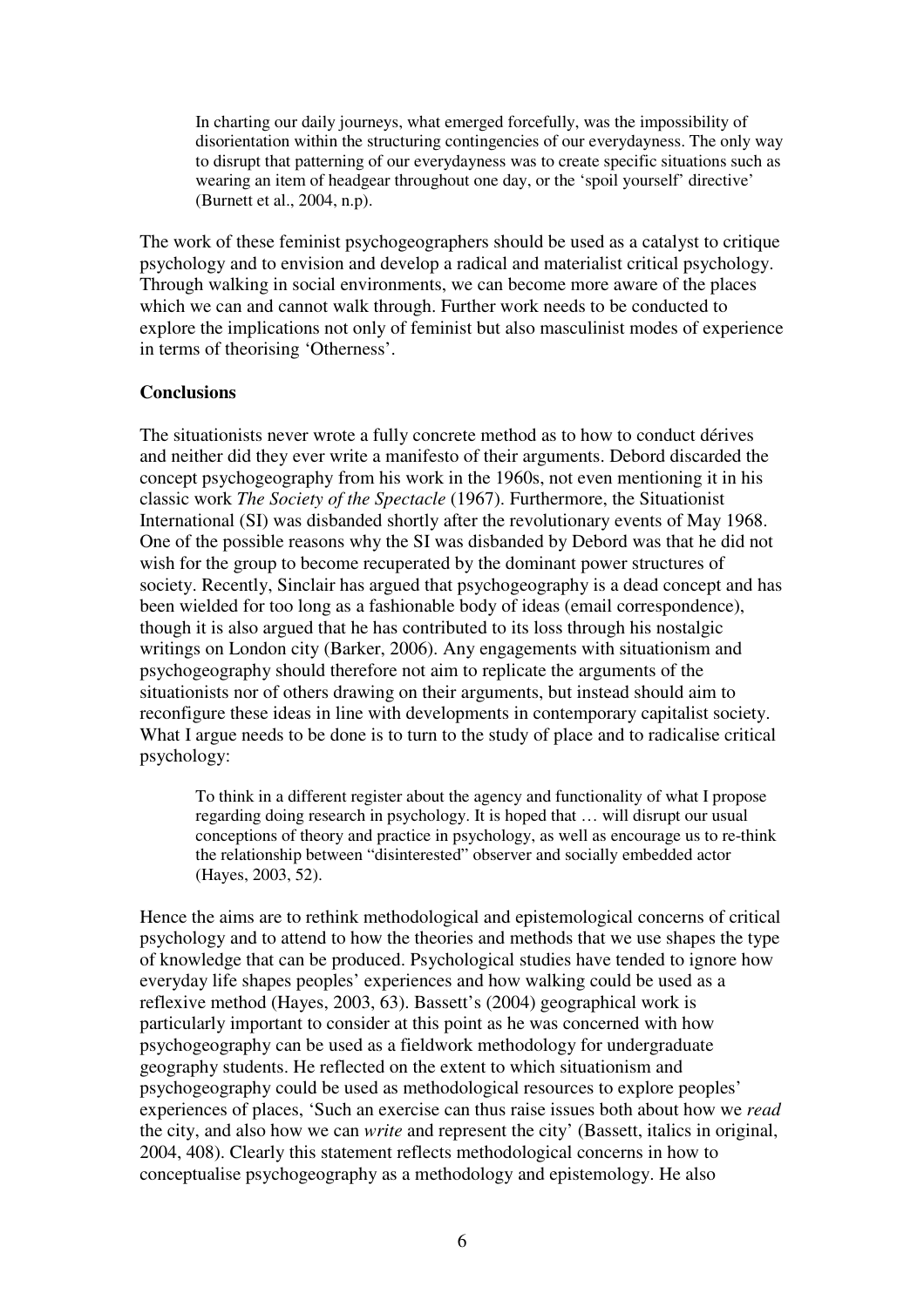> In charting our daily journeys, what emerged forcefully, was the impossibility of disorientation within the structuring contingencies of our everydayness. The only way to disrupt that patterning of our everydayness was to create specific situations such as wearing an item of headgear throughout one day, or the 'spoil yourself' directive' (Burnett et al., 2004, n.p).

The work of these feminist psychogeographers should be used as a catalyst to critique psychology and to envision and develop a radical and materialist critical psychology. Through walking in social environments, we can become more aware of the places which we can and cannot walk through. Further work needs to be conducted to explore the implications not only of feminist but also masculinist modes of experience in terms of theorising 'Otherness'.

**Conclusions**

The situationists never wrote a fully concrete method as to how to conduct dérives and neither did they ever write a manifesto of their arguments. Debord discarded the concept psychogeography from his work in the 1960s, not even mentioning it in his classic work *The Society of the Spectacle* (1967). Furthermore, the Situationist International (SI) was disbanded shortly after the revolutionary events of May 1968. One of the possible reasons why the SI was disbanded by Debord was that he did not wish for the group to become recuperated by the dominant power structures of society. Recently, Sinclair has argued that psychogeography is a dead concept and has been wielded for too long as a fashionable body of ideas (email correspondence), though it is also argued that he has contributed to its loss through his nostalgic writings on London city (Barker, 2006). Any engagements with situationism and psychogeography should therefore not aim to replicate the arguments of the situationists nor of others drawing on their arguments, but instead should aim to reconfigure these ideas in line with developments in contemporary capitalist society. What I argue needs to be done is to turn to the study of place and to radicalise critical psychology:

> To think in a different register about the agency and functionality of what I propose regarding doing research in psychology. It is hoped that … will disrupt our usual conceptions of theory and practice in psychology, as well as encourage us to re-think the relationship between "disinterested" observer and socially embedded actor (Hayes, 2003, 52).

Hence the aims are to rethink methodological and epistemological concerns of critical psychology and to attend to how the theories and methods that we use shapes the type of knowledge that can be produced. Psychological studies have tended to ignore how everyday life shapes peoples' experiences and how walking could be used as a reflexive method (Hayes, 2003, 63). Bassett's (2004) geographical work is particularly important to consider at this point as he was concerned with how psychogeography can be used as a fieldwork methodology for undergraduate geography students. He reflected on the extent to which situationism and psychogeography could be used as methodological resources to explore peoples' experiences of places, 'Such an exercise can thus raise issues both about how we *read* the city, and also how we can *write* and represent the city' (Bassett, italics in original, 2004, 408). Clearly this statement reflects methodological concerns in how to conceptualise psychogeography as a methodology and epistemology. He also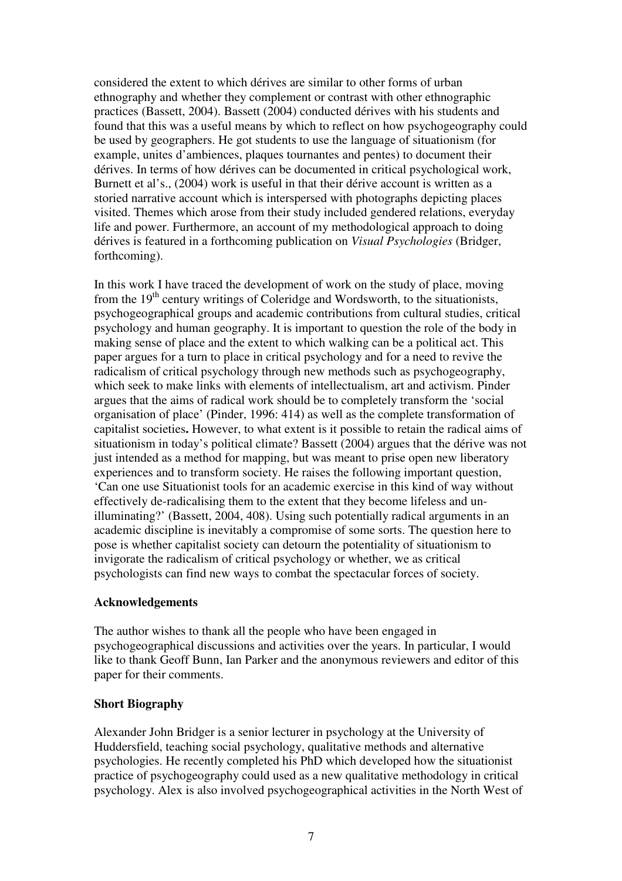considered the extent to which dérives are similar to other forms of urban ethnography and whether they complement or contrast with other ethnographic practices (Bassett, 2004). Bassett (2004) conducted dérives with his students and found that this was a useful means by which to reflect on how psychogeography could be used by geographers. He got students to use the language of situationism (for example, unites d'ambiences, plaques tournantes and pentes) to document their dérives. In terms of how dérives can be documented in critical psychological work, Burnett et al's., (2004) work is useful in that their dérive account is written as a storied narrative account which is interspersed with photographs depicting places visited. Themes which arose from their study included gendered relations, everyday life and power. Furthermore, an account of my methodological approach to doing dérives is featured in a forthcoming publication on *Visual Psychologies* (Bridger, forthcoming).

In this work I have traced the development of work on the study of place, moving from the 19th century writings of Coleridge and Wordsworth, to the situationists, psychogeographical groups and academic contributions from cultural studies, critical psychology and human geography. It is important to question the role of the body in making sense of place and the extent to which walking can be a political act. This paper argues for a turn to place in critical psychology and for a need to revive the radicalism of critical psychology through new methods such as psychogeography, which seek to make links with elements of intellectualism, art and activism. Pinder argues that the aims of radical work should be to completely transform the 'social organisation of place' (Pinder, 1996: 414) as well as the complete transformation of capitalist societies**.** However, to what extent is it possible to retain the radical aims of situationism in today's political climate? Bassett (2004) argues that the dérive was not just intended as a method for mapping, but was meant to prise open new liberatory experiences and to transform society. He raises the following important question, 'Can one use Situationist tools for an academic exercise in this kind of way without effectively de-radicalising them to the extent that they become lifeless and un-illuminating?' (Bassett, 2004, 408). Using such potentially radical arguments in an academic discipline is inevitably a compromise of some sorts. The question here to pose is whether capitalist society can detourn the potentiality of situationism to invigorate the radicalism of critical psychology or whether, we as critical psychologists can find new ways to combat the spectacular forces of society.

**Acknowledgements**

The author wishes to thank all the people who have been engaged in psychogeographical discussions and activities over the years. In particular, I would like to thank Geoff Bunn, Ian Parker and the anonymous reviewers and editor of this paper for their comments.

**Short Biography**

Alexander John Bridger is a senior lecturer in psychology at the University of Huddersfield, teaching social psychology, qualitative methods and alternative psychologies. He recently completed his PhD which developed how the situationist practice of psychogeography could used as a new qualitative methodology in critical psychology. Alex is also involved psychogeographical activities in the North West of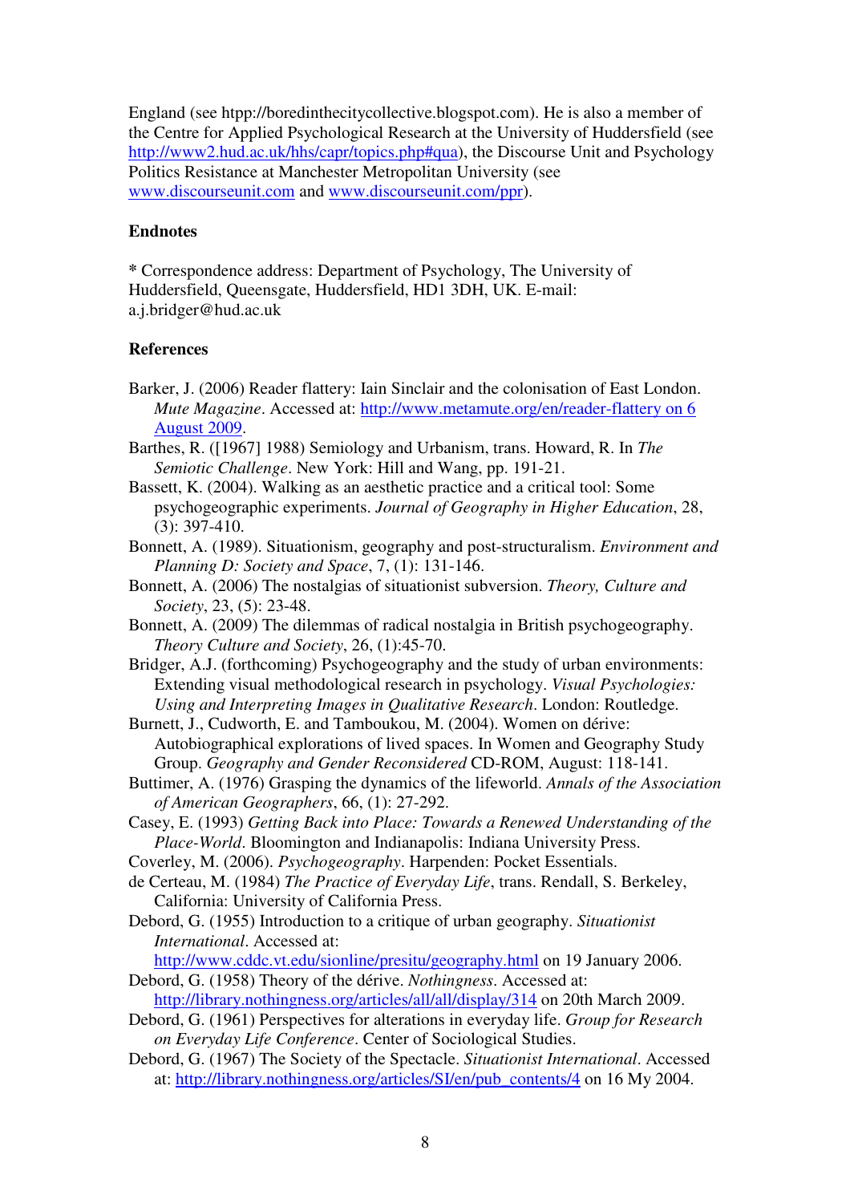England (see htpp://boredinthecitycollective.blogspot.com). He is also a member of the Centre for Applied Psychological Research at the University of Huddersfield (see http://www2.hud.ac.uk/hhs/capr/topics.php#qua), the Discourse Unit and Psychology Politics Resistance at Manchester Metropolitan University (see www.discourseunit.com and www.discourseunit.com/ppr).

**Endnotes**

**\*** Correspondence address: Department of Psychology, The University of Huddersfield, Queensgate, Huddersfield, HD1 3DH, UK. E-mail: a.j.bridger@hud.ac.uk

**References**

Barker, J. (2006) Reader flattery: Iain Sinclair and the colonisation of East London. *Mute Magazine*. Accessed at: http://www.metamute.org/en/reader-flattery on 6 August 2009.

Barthes, R. ([1967] 1988) Semiology and Urbanism, trans. Howard, R. In *The Semiotic Challenge*. New York: Hill and Wang, pp. 191-21.

Bassett, K. (2004). Walking as an aesthetic practice and a critical tool: Some psychogeographic experiments. *Journal of Geography in Higher Education*, 28, (3): 397-410.

Bonnett, A. (1989). Situationism, geography and post-structuralism. *Environment and Planning D: Society and Space*, 7, (1): 131-146.

Bonnett, A. (2006) The nostalgias of situationist subversion. *Theory, Culture and Society*, 23, (5): 23-48.

Bonnett, A. (2009) The dilemmas of radical nostalgia in British psychogeography. *Theory Culture and Society*, 26, (1):45-70.

Bridger, A.J. (forthcoming) Psychogeography and the study of urban environments: Extending visual methodological research in psychology. *Visual Psychologies: Using and Interpreting Images in Qualitative Research*. London: Routledge.

Burnett, J., Cudworth, E. and Tamboukou, M. (2004). Women on dérive: Autobiographical explorations of lived spaces. In Women and Geography Study Group. *Geography and Gender Reconsidered* CD-ROM, August: 118-141.

Buttimer, A. (1976) Grasping the dynamics of the lifeworld. *Annals of the Association of American Geographers*, 66, (1): 27-292.

Casey, E. (1993) *Getting Back into Place: Towards a Renewed Understanding of the Place-World*. Bloomington and Indianapolis: Indiana University Press.

Coverley, M. (2006). *Psychogeography*. Harpenden: Pocket Essentials.

de Certeau, M. (1984) *The Practice of Everyday Life*, trans. Rendall, S. Berkeley, California: University of California Press.

Debord, G. (1955) Introduction to a critique of urban geography. *Situationist International*. Accessed at: http://www.cddc.vt.edu/sionline/presitu/geography.html on 19 January 2006.

Debord, G. (1958) Theory of the dérive. *Nothingness*. Accessed at: http://library.nothingness.org/articles/all/all/display/314 on 20th March 2009.

Debord, G. (1961) Perspectives for alterations in everyday life. *Group for Research on Everyday Life Conference*. Center of Sociological Studies.

Debord, G. (1967) The Society of the Spectacle. *Situationist International*. Accessed at: http://library.nothingness.org/articles/SI/en/pub_contents/4 on 16 My 2004.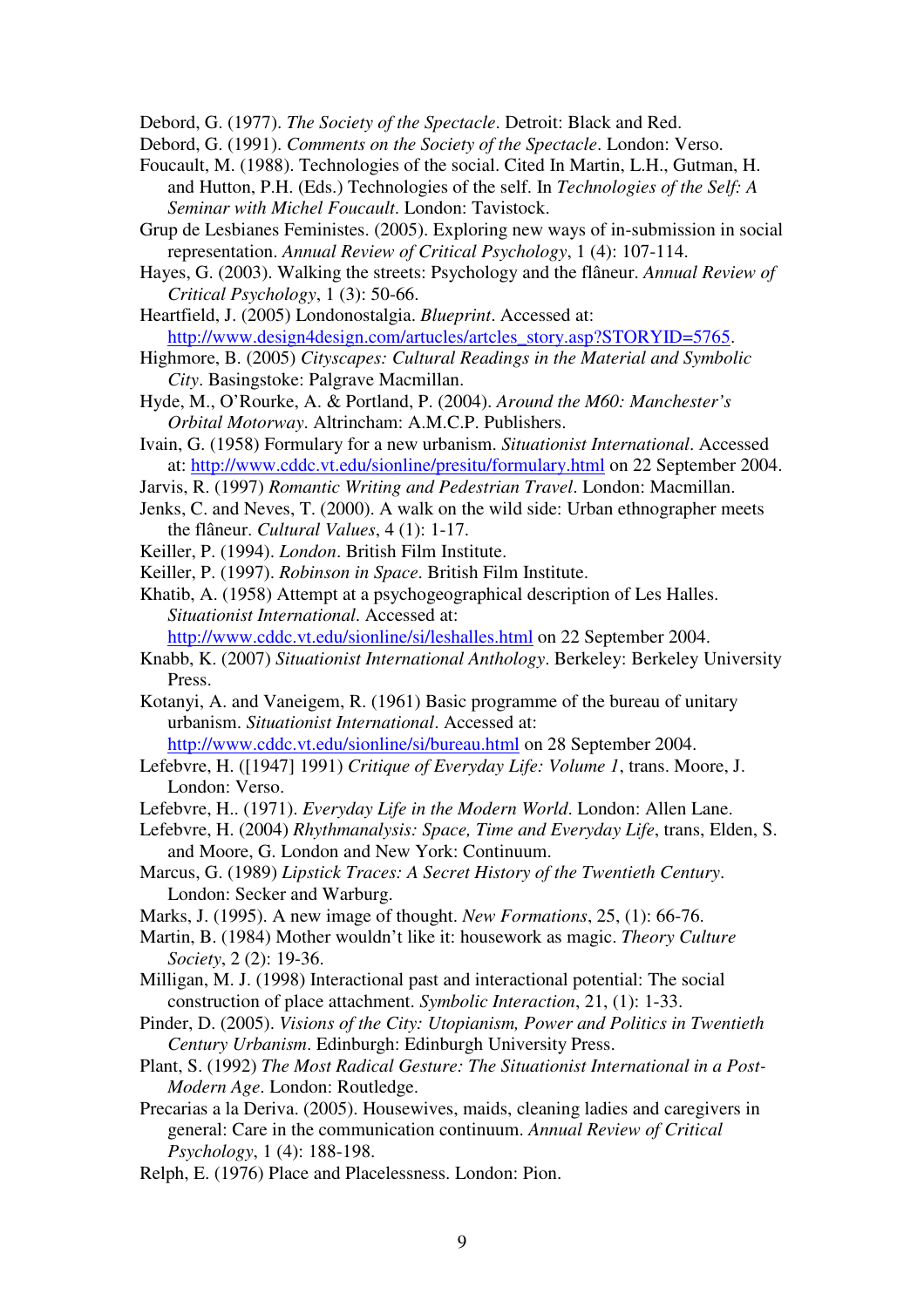Debord, G. (1977). *The Society of the Spectacle*. Detroit: Black and Red.

Debord, G. (1991). *Comments on the Society of the Spectacle*. London: Verso.

Foucault, M. (1988). Technologies of the social. Cited In Martin, L.H., Gutman, H. and Hutton, P.H. (Eds.) Technologies of the self. In *Technologies of the Self: A Seminar with Michel Foucault*. London: Tavistock.

Grup de Lesbianes Feministes. (2005). Exploring new ways of in-submission in social representation. *Annual Review of Critical Psychology*, 1 (4): 107-114.

Hayes, G. (2003). Walking the streets: Psychology and the flâneur. *Annual Review of Critical Psychology*, 1 (3): 50-66.

Heartfield, J. (2005) Londonostalgia. *Blueprint*. Accessed at: http://www.design4design.com/artucles/artcles_story.asp?STORYID=5765.

Highmore, B. (2005) *Cityscapes: Cultural Readings in the Material and Symbolic City*. Basingstoke: Palgrave Macmillan.

Hyde, M., O'Rourke, A. & Portland, P. (2004). *Around the M60: Manchester's Orbital Motorway*. Altrincham: A.M.C.P. Publishers.

Ivain, G. (1958) Formulary for a new urbanism. *Situationist International*. Accessed at: http://www.cddc.vt.edu/sionline/presitu/formulary.html on 22 September 2004.

Jarvis, R. (1997) *Romantic Writing and Pedestrian Travel*. London: Macmillan.

Jenks, C. and Neves, T. (2000). A walk on the wild side: Urban ethnographer meets the flâneur. *Cultural Values*, 4 (1): 1-17.

Keiller, P. (1994). *London*. British Film Institute.

Keiller, P. (1997). *Robinson in Space*. British Film Institute.

Khatib, A. (1958) Attempt at a psychogeographical description of Les Halles. *Situationist International*. Accessed at: http://www.cddc.vt.edu/sionline/si/leshalles.html on 22 September 2004.

Knabb, K. (2007) *Situationist International Anthology*. Berkeley: Berkeley University Press.

Kotanyi, A. and Vaneigem, R. (1961) Basic programme of the bureau of unitary urbanism. *Situationist International*. Accessed at: http://www.cddc.vt.edu/sionline/si/bureau.html on 28 September 2004.

Lefebvre, H. ([1947] 1991) *Critique of Everyday Life: Volume 1*, trans. Moore, J. London: Verso.

Lefebvre, H.. (1971). *Everyday Life in the Modern World*. London: Allen Lane.

Lefebvre, H. (2004) *Rhythmanalysis: Space, Time and Everyday Life*, trans, Elden, S. and Moore, G. London and New York: Continuum.

Marcus, G. (1989) *Lipstick Traces: A Secret History of the Twentieth Century*. London: Secker and Warburg.

Marks, J. (1995). A new image of thought. *New Formations*, 25, (1): 66-76.

Martin, B. (1984) Mother wouldn't like it: housework as magic. *Theory Culture Society*, 2 (2): 19-36.

Milligan, M. J. (1998) Interactional past and interactional potential: The social construction of place attachment. *Symbolic Interaction*, 21, (1): 1-33.

Pinder, D. (2005). *Visions of the City: Utopianism, Power and Politics in Twentieth Century Urbanism*. Edinburgh: Edinburgh University Press.

Plant, S. (1992) *The Most Radical Gesture: The Situationist International in a Post-Modern Age*. London: Routledge.

Precarias a la Deriva. (2005). Housewives, maids, cleaning ladies and caregivers in general: Care in the communication continuum. *Annual Review of Critical Psychology*, 1 (4): 188-198.

Relph, E. (1976) Place and Placelessness. London: Pion.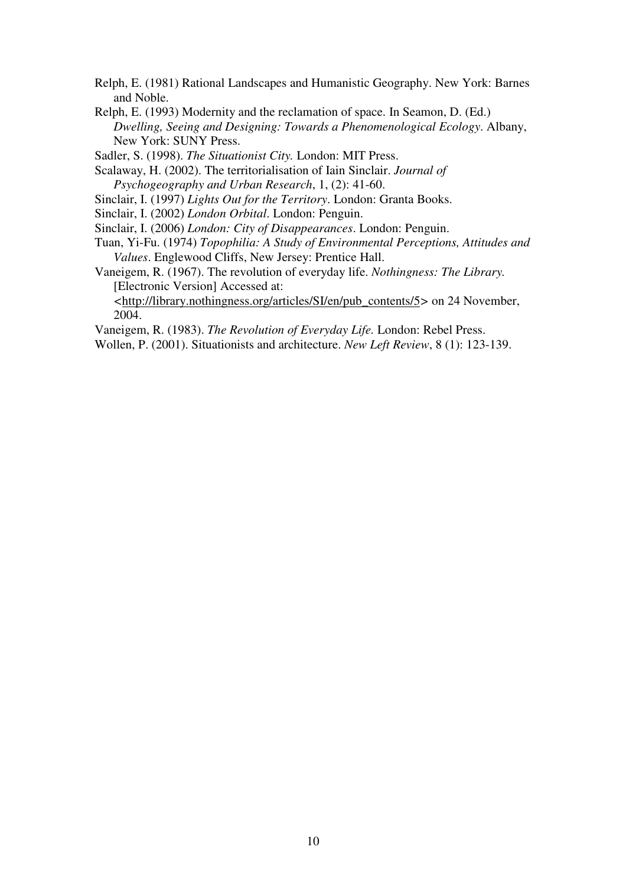Relph, E. (1981) Rational Landscapes and Humanistic Geography. New York: Barnes and Noble.

Relph, E. (1993) Modernity and the reclamation of space. In Seamon, D. (Ed.) *Dwelling, Seeing and Designing: Towards a Phenomenological Ecology*. Albany, New York: SUNY Press.

Sadler, S. (1998). *The Situationist City.* London: MIT Press.

Scalaway, H. (2002). The territorialisation of Iain Sinclair. *Journal of Psychogeography and Urban Research*, 1, (2): 41-60.

Sinclair, I. (1997) *Lights Out for the Territory*. London: Granta Books.

Sinclair, I. (2002) *London Orbital*. London: Penguin.

Sinclair, I. (2006) *London: City of Disappearances*. London: Penguin.

Tuan, Yi-Fu. (1974) *Topophilia: A Study of Environmental Perceptions, Attitudes and Values*. Englewood Cliffs, New Jersey: Prentice Hall.

Vaneigem, R. (1967). The revolution of everyday life. *Nothingness: The Library.* [Electronic Version] Accessed at: <http://library.nothingness.org/articles/SI/en/pub_contents/5> on 24 November, 2004.

Vaneigem, R. (1983). *The Revolution of Everyday Life.* London: Rebel Press.

Wollen, P. (2001). Situationists and architecture. *New Left Review*, 8 (1): 123-139.